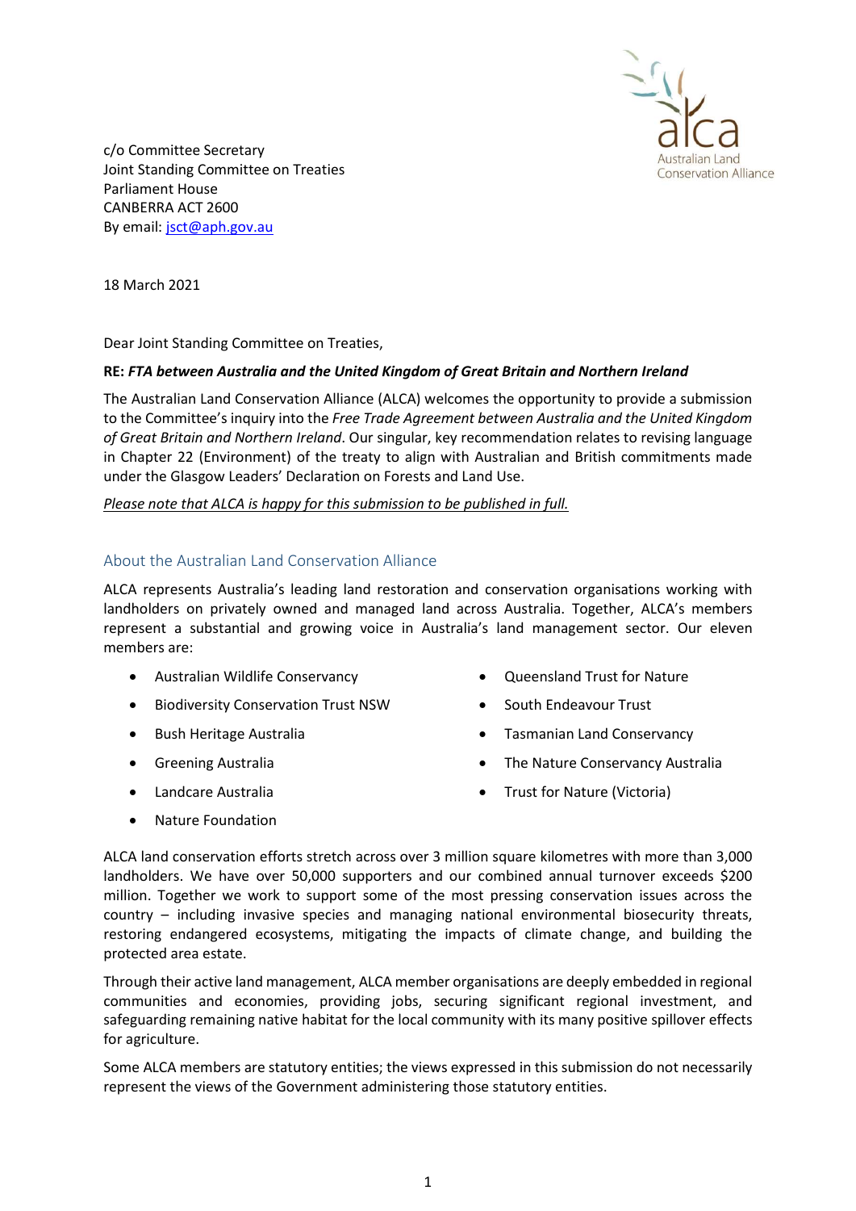c/o Committee Secretary
Joint Standing Committee on Treaties
Parliament House
CANBERRA ACT 2600
By email: jsct@aph.gov.au

18 March 2021

Dear Joint Standing Committee on Treaties,

**RE: *FTA between Australia and the United Kingdom of Great Britain and Northern Ireland***

The Australian Land Conservation Alliance (ALCA) welcomes the opportunity to provide a submission to the Committee's inquiry into the *Free Trade Agreement between Australia and the United Kingdom of Great Britain and Northern Ireland*. Our singular, key recommendation relates to revising language in Chapter 22 (Environment) of the treaty to align with Australian and British commitments made under the Glasgow Leaders' Declaration on Forests and Land Use.

*Please note that ALCA is happy for this submission to be published in full.*

## About the Australian Land Conservation Alliance

ALCA represents Australia's leading land restoration and conservation organisations working with landholders on privately owned and managed land across Australia. Together, ALCA's members represent a substantial and growing voice in Australia's land management sector. Our eleven members are:

- Australian Wildlife Conservancy
- Biodiversity Conservation Trust NSW
- Bush Heritage Australia
- Greening Australia
- Landcare Australia
- Nature Foundation
- Queensland Trust for Nature
- South Endeavour Trust
- Tasmanian Land Conservancy
- The Nature Conservancy Australia
- Trust for Nature (Victoria)

ALCA land conservation efforts stretch across over 3 million square kilometres with more than 3,000 landholders. We have over 50,000 supporters and our combined annual turnover exceeds $200 million. Together we work to support some of the most pressing conservation issues across the country – including invasive species and managing national environmental biosecurity threats, restoring endangered ecosystems, mitigating the impacts of climate change, and building the protected area estate.

Through their active land management, ALCA member organisations are deeply embedded in regional communities and economies, providing jobs, securing significant regional investment, and safeguarding remaining native habitat for the local community with its many positive spillover effects for agriculture.

Some ALCA members are statutory entities; the views expressed in this submission do not necessarily represent the views of the Government administering those statutory entities.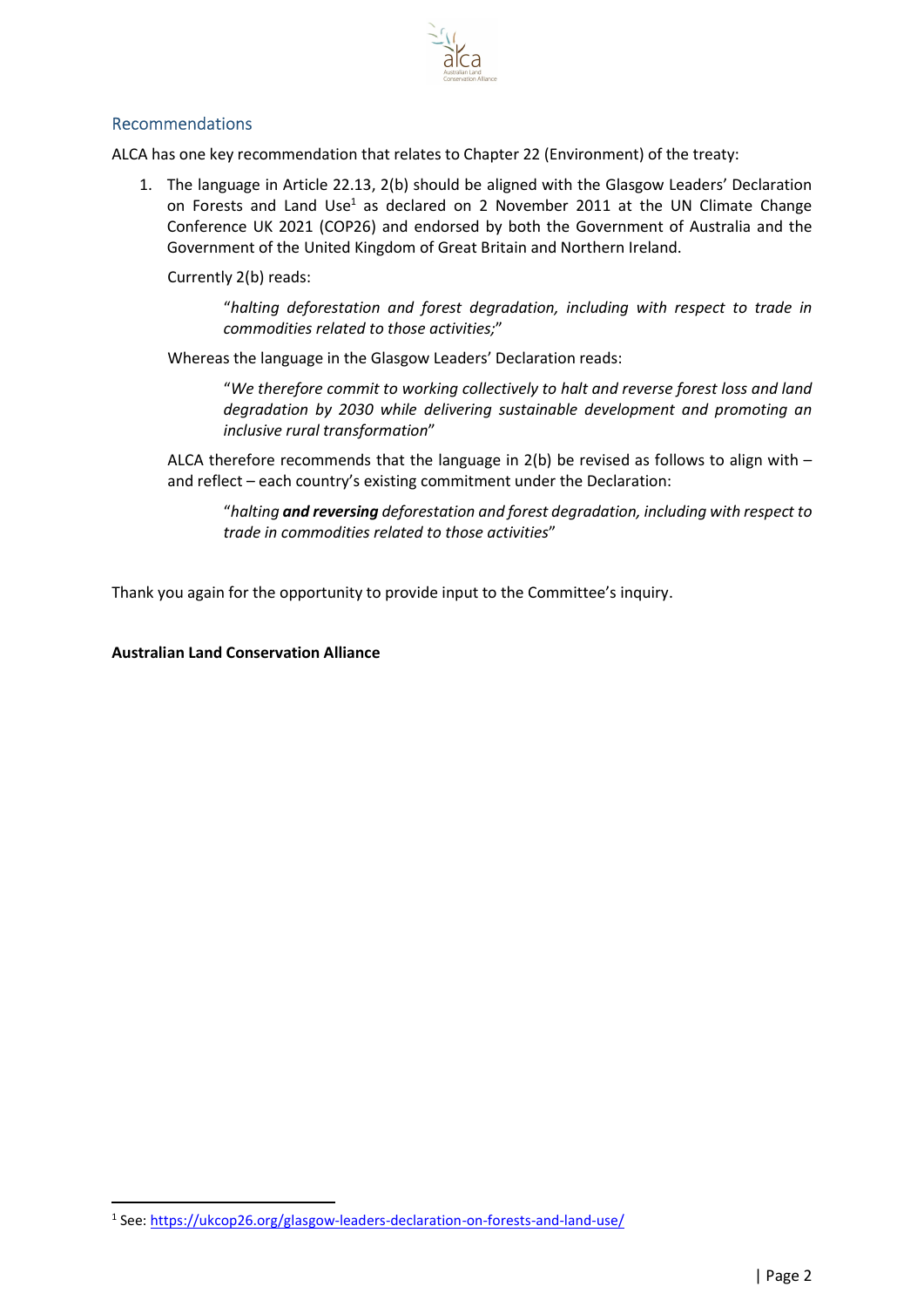## Recommendations

ALCA has one key recommendation that relates to Chapter 22 (Environment) of the treaty:

1. The language in Article 22.13, 2(b) should be aligned with the Glasgow Leaders' Declaration on Forests and Land Use[1] as declared on 2 November 2011 at the UN Climate Change Conference UK 2021 (COP26) and endorsed by both the Government of Australia and the Government of the United Kingdom of Great Britain and Northern Ireland.

   Currently 2(b) reads:

   > "*halting deforestation and forest degradation, including with respect to trade in commodities related to those activities;*"

   Whereas the language in the Glasgow Leaders' Declaration reads:

   > "*We therefore commit to working collectively to halt and reverse forest loss and land degradation by 2030 while delivering sustainable development and promoting an inclusive rural transformation*"

   ALCA therefore recommends that the language in 2(b) be revised as follows to align with – and reflect – each country's existing commitment under the Declaration:

   > "*halting **and reversing** deforestation and forest degradation, including with respect to trade in commodities related to those activities*"

Thank you again for the opportunity to provide input to the Committee's inquiry.

**Australian Land Conservation Alliance**

[1] See: https://ukcop26.org/glasgow-leaders-declaration-on-forests-and-land-use/